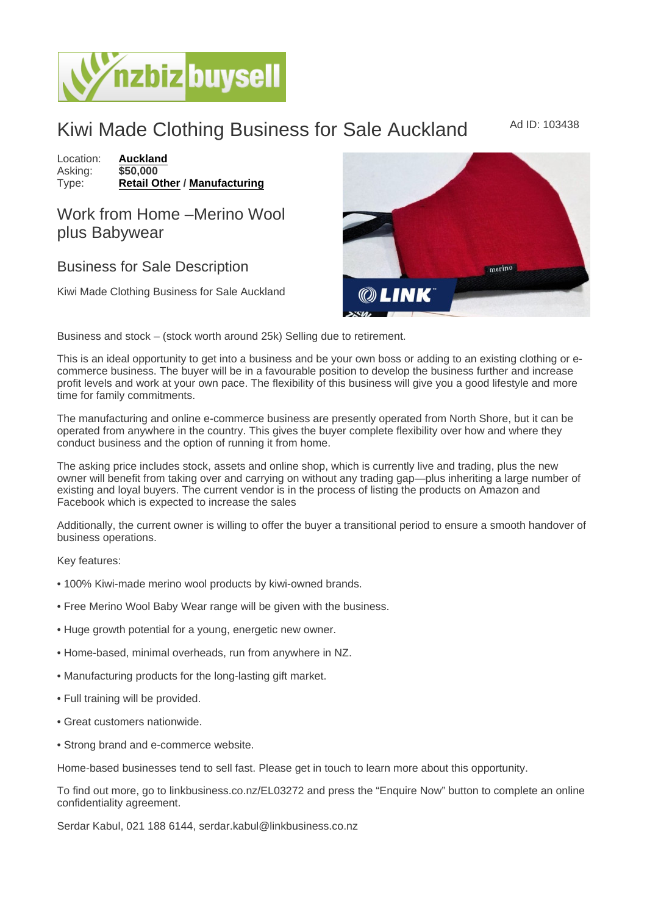# Kiwi Made Clothing Business for Sale Auckland

Ad ID: 103438

Location: **Auckland**
Asking: **$50,000**
Type: **Retail Other** / **Manufacturing**

## Work from Home –Merino Wool plus Babywear

## Business for Sale Description

Kiwi Made Clothing Business for Sale Auckland

Business and stock – (stock worth around 25k) Selling due to retirement.

This is an ideal opportunity to get into a business and be your own boss or adding to an existing clothing or e-commerce business. The buyer will be in a favourable position to develop the business further and increase profit levels and work at your own pace. The flexibility of this business will give you a good lifestyle and more time for family commitments.

The manufacturing and online e-commerce business are presently operated from North Shore, but it can be operated from anywhere in the country. This gives the buyer complete flexibility over how and where they conduct business and the option of running it from home.

The asking price includes stock, assets and online shop, which is currently live and trading, plus the new owner will benefit from taking over and carrying on without any trading gap—plus inheriting a large number of existing and loyal buyers. The current vendor is in the process of listing the products on Amazon and Facebook which is expected to increase the sales

Additionally, the current owner is willing to offer the buyer a transitional period to ensure a smooth handover of business operations.

Key features:

- 100% Kiwi-made merino wool products by kiwi-owned brands.
- Free Merino Wool Baby Wear range will be given with the business.
- Huge growth potential for a young, energetic new owner.
- Home-based, minimal overheads, run from anywhere in NZ.
- Manufacturing products for the long-lasting gift market.
- Full training will be provided.
- Great customers nationwide.
- Strong brand and e-commerce website.

Home-based businesses tend to sell fast. Please get in touch to learn more about this opportunity.

To find out more, go to linkbusiness.co.nz/EL03272 and press the "Enquire Now" button to complete an online confidentiality agreement.

Serdar Kabul, 021 188 6144, serdar.kabul@linkbusiness.co.nz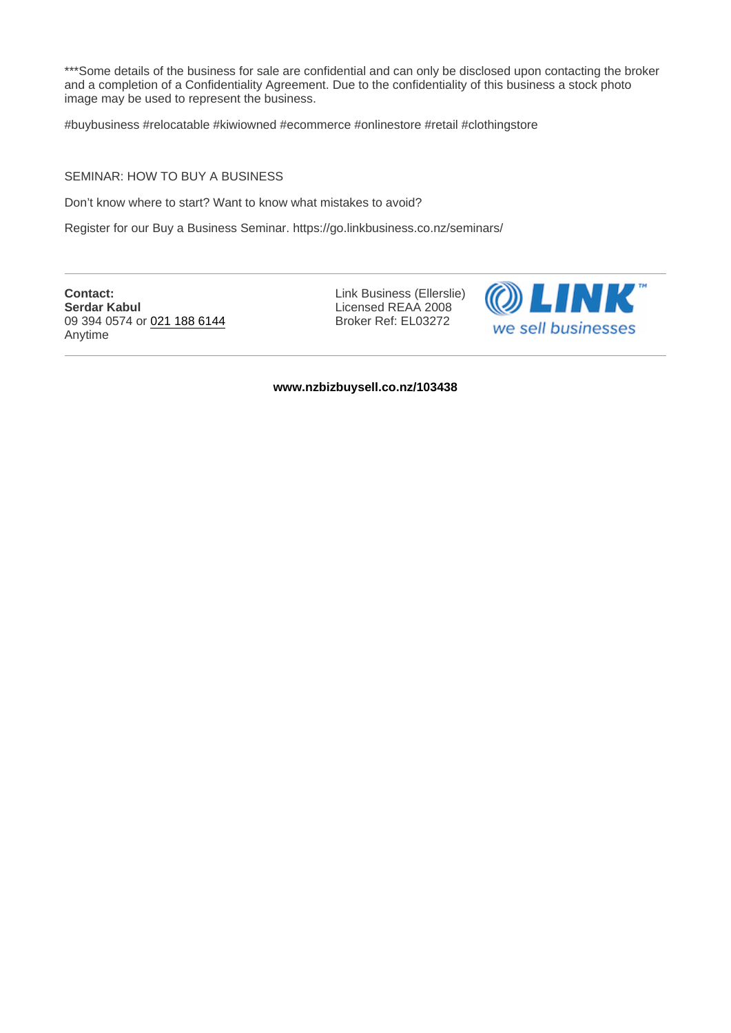***Some details of the business for sale are confidential and can only be disclosed upon contacting the broker and a completion of a Confidentiality Agreement. Due to the confidentiality of this business a stock photo image may be used to represent the business.

#buybusiness #relocatable #kiwiowned #ecommerce #onlinestore #retail #clothingstore

SEMINAR: HOW TO BUY A BUSINESS

Don't know where to start? Want to know what mistakes to avoid?

Register for our Buy a Business Seminar. https://go.linkbusiness.co.nz/seminars/

---

**Contact:**
**Serdar Kabul**
09 394 0574 or 021 188 6144
Anytime

Link Business (Ellerslie)
Licensed REAA 2008
Broker Ref: EL03272

LINK™
we sell businesses

---

**www.nzbizbuysell.co.nz/103438**